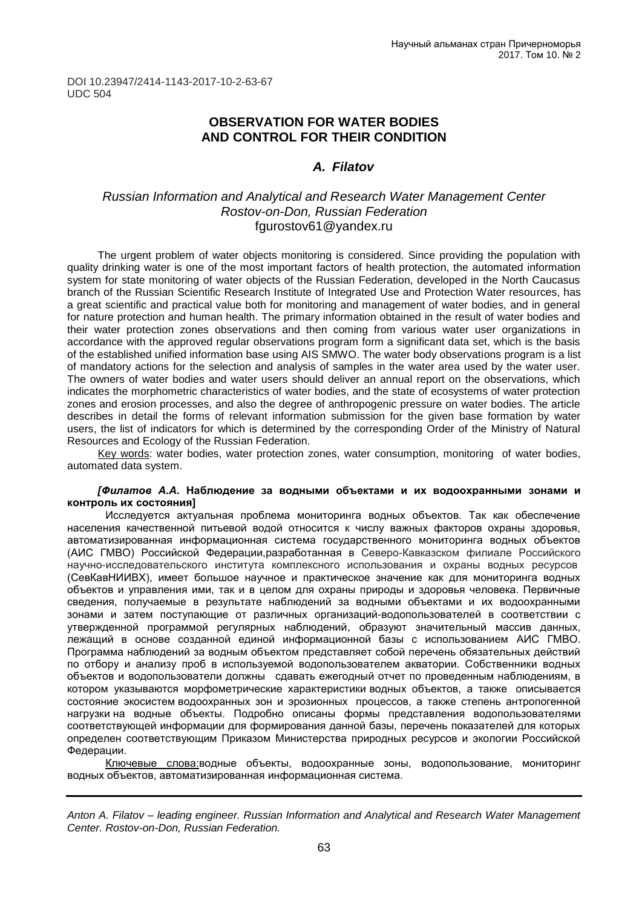DOI 10.23947/2414-1143-2017-10-2-63-67
UDC 504

# OBSERVATION FOR WATER BODIES AND CONTROL FOR THEIR CONDITION

### *A. Filatov*

*Russian Information and Analytical and Research Water Management Center*
*Rostov-on-Don, Russian Federation*
fgurostov61@yandex.ru

The urgent problem of water objects monitoring is considered. Since providing the population with quality drinking water is one of the most important factors of health protection, the automated information system for state monitoring of water objects of the Russian Federation, developed in the North Caucasus branch of the Russian Scientific Research Institute of Integrated Use and Protection Water resources, has a great scientific and practical value both for monitoring and management of water bodies, and in general for nature protection and human health. The primary information obtained in the result of water bodies and their water protection zones observations and then coming from various water user organizations in accordance with the approved regular observations program form a significant data set, which is the basis of the established unified information base using AIS SMWO. The water body observations program is a list of mandatory actions for the selection and analysis of samples in the water area used by the water user. The owners of water bodies and water users should deliver an annual report on the observations, which indicates the morphometric characteristics of water bodies, and the state of ecosystems of water protection zones and erosion processes, and also the degree of anthropogenic pressure on water bodies. The article describes in detail the forms of relevant information submission for the given base formation by water users, the list of indicators for which is determined by the corresponding Order of the Ministry of Natural Resources and Ecology of the Russian Federation.

Key words: water bodies, water protection zones, water consumption, monitoring of water bodies, automated data system.

***[Филатов А.А.* Наблюдение за водными объектами и их водоохранными зонами и контроль их состояния]**

Исследуется актуальная проблема мониторинга водных объектов. Так как обеспечение населения качественной питьевой водой относится к числу важных факторов охраны здоровья, автоматизированная информационная система государственного мониторинга водных объектов (АИС ГМВО) Российской Федерации,разработанная в Северо-Кавказском филиале Российского научно-исследовательского института комплексного использования и охраны водных ресурсов (СевКавНИИВХ), имеет большое научное и практическое значение как для мониторинга водных объектов и управления ими, так и в целом для охраны природы и здоровья человека. Первичные сведения, получаемые в результате наблюдений за водными объектами и их водоохранными зонами и затем поступающие от различных организаций-водопользователей в соответствии с утвержденной программой регулярных наблюдений, образуют значительный массив данных, лежащий в основе созданной единой информационной базы с использованием АИС ГМВО. Программа наблюдений за водным объектом представляет собой перечень обязательных действий по отбору и анализу проб в используемой водопользователем акватории. Собственники водных объектов и водопользователи должны сдавать ежегодный отчет по проведенным наблюдениям, в котором указываются морфометрические характеристики водных объектов, а также описывается состояние экосистем водоохранных зон и эрозионных процессов, а также степень антропогенной нагрузки на водные объекты. Подробно описаны формы представления водопользователями соответствующей информации для формирования данной базы, перечень показателей для которых определен соответствующим Приказом Министерства природных ресурсов и экологии Российской Федерации.

Ключевые слова:водные объекты, водоохранные зоны, водопользование, мониторинг водных объектов, автоматизированная информационная система.

---

*Anton A. Filatov – leading engineer. Russian Information and Analytical and Research Water Management Center. Rostov-on-Don, Russian Federation.*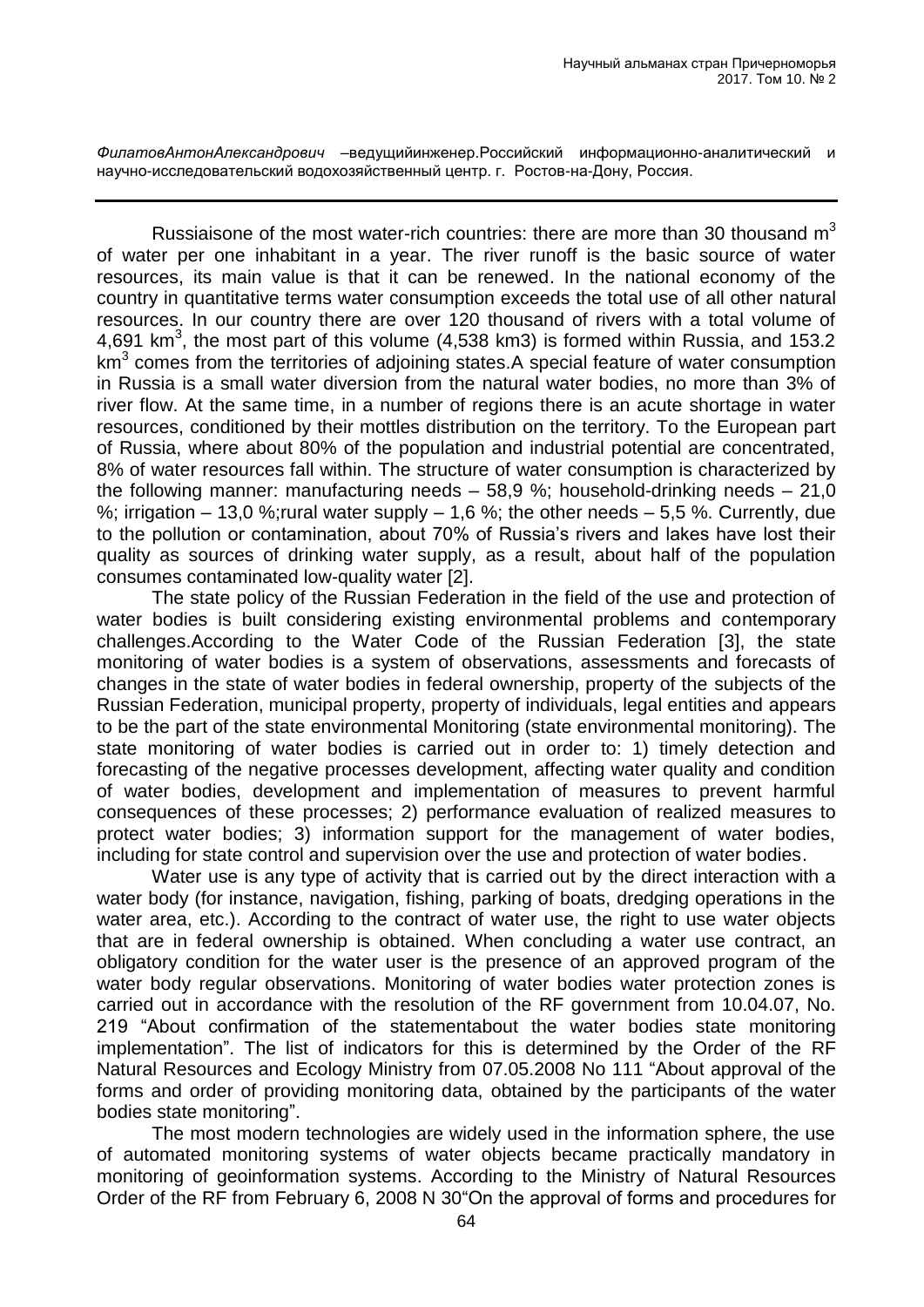*ФилатовАнтонАлександрович* –ведущийинженер.Российский информационно-аналитический и научно-исследовательский водохозяйственный центр. г. Ростов-на-Дону, Россия.

---

Russiaisone of the most water-rich countries: there are more than 30 thousand m$^3$ of water per one inhabitant in a year. The river runoff is the basic source of water resources, its main value is that it can be renewed. In the national economy of the country in quantitative terms water consumption exceeds the total use of all other natural resources. In our country there are over 120 thousand of rivers with a total volume of 4,691 km$^3$, the most part of this volume (4,538 km3) is formed within Russia, and 153.2 km$^3$ comes from the territories of adjoining states.A special feature of water consumption in Russia is a small water diversion from the natural water bodies, no more than 3% of river flow. At the same time, in a number of regions there is an acute shortage in water resources, conditioned by their mottles distribution on the territory. To the European part of Russia, where about 80% of the population and industrial potential are concentrated, 8% of water resources fall within. The structure of water consumption is characterized by the following manner: manufacturing needs – 58,9 %; household-drinking needs – 21,0 %; irrigation – 13,0 %;rural water supply – 1,6 %; the other needs – 5,5 %. Currently, due to the pollution or contamination, about 70% of Russia's rivers and lakes have lost their quality as sources of drinking water supply, as a result, about half of the population consumes contaminated low-quality water [2].

The state policy of the Russian Federation in the field of the use and protection of water bodies is built considering existing environmental problems and contemporary challenges.According to the Water Code of the Russian Federation [3], the state monitoring of water bodies is a system of observations, assessments and forecasts of changes in the state of water bodies in federal ownership, property of the subjects of the Russian Federation, municipal property, property of individuals, legal entities and appears to be the part of the state environmental Monitoring (state environmental monitoring). The state monitoring of water bodies is carried out in order to: 1) timely detection and forecasting of the negative processes development, affecting water quality and condition of water bodies, development and implementation of measures to prevent harmful consequences of these processes; 2) performance evaluation of realized measures to protect water bodies; 3) information support for the management of water bodies, including for state control and supervision over the use and protection of water bodies.

Water use is any type of activity that is carried out by the direct interaction with a water body (for instance, navigation, fishing, parking of boats, dredging operations in the water area, etc.). According to the contract of water use, the right to use water objects that are in federal ownership is obtained. When concluding a water use contract, an obligatory condition for the water user is the presence of an approved program of the water body regular observations. Monitoring of water bodies water protection zones is carried out in accordance with the resolution of the RF government from 10.04.07, No. 219 "About confirmation of the statementabout the water bodies state monitoring implementation". The list of indicators for this is determined by the Order of the RF Natural Resources and Ecology Ministry from 07.05.2008 No 111 "About approval of the forms and order of providing monitoring data, obtained by the participants of the water bodies state monitoring".

The most modern technologies are widely used in the information sphere, the use of automated monitoring systems of water objects became practically mandatory in monitoring of geoinformation systems. According to the Ministry of Natural Resources Order of the RF from February 6, 2008 N 30"On the approval of forms and procedures for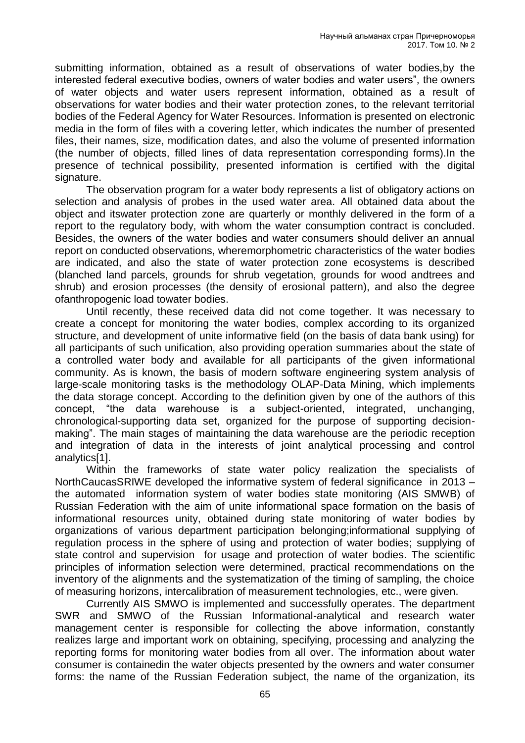submitting information, obtained as a result of observations of water bodies,by the interested federal executive bodies, owners of water bodies and water users", the owners of water objects and water users represent information, obtained as a result of observations for water bodies and their water protection zones, to the relevant territorial bodies of the Federal Agency for Water Resources. Information is presented on electronic media in the form of files with a covering letter, which indicates the number of presented files, their names, size, modification dates, and also the volume of presented information (the number of objects, filled lines of data representation corresponding forms).In the presence of technical possibility, presented information is certified with the digital signature.

The observation program for a water body represents a list of obligatory actions on selection and analysis of probes in the used water area. All obtained data about the object and itswater protection zone are quarterly or monthly delivered in the form of a report to the regulatory body, with whom the water consumption contract is concluded. Besides, the owners of the water bodies and water consumers should deliver an annual report on conducted observations, wheremorphometric characteristics of the water bodies are indicated, and also the state of water protection zone ecosystems is described (blanched land parcels, grounds for shrub vegetation, grounds for wood andtrees and shrub) and erosion processes (the density of erosional pattern), and also the degree ofanthropogenic load towater bodies.

Until recently, these received data did not come together. It was necessary to create a concept for monitoring the water bodies, complex according to its organized structure, and development of unite informative field (on the basis of data bank using) for all participants of such unification, also providing operation summaries about the state of a controlled water body and available for all participants of the given informational community. As is known, the basis of modern software engineering system analysis of large-scale monitoring tasks is the methodology OLAP-Data Mining, which implements the data storage concept. According to the definition given by one of the authors of this concept, "the data warehouse is a subject-oriented, integrated, unchanging, chronological-supporting data set, organized for the purpose of supporting decision-making". The main stages of maintaining the data warehouse are the periodic reception and integration of data in the interests of joint analytical processing and control analytics[1].

Within the frameworks of state water policy realization the specialists of NorthCaucasSRIWE developed the informative system of federal significance in 2013 – the automated information system of water bodies state monitoring (AIS SMWB) of Russian Federation with the aim of unite informational space formation on the basis of informational resources unity, obtained during state monitoring of water bodies by organizations of various department participation belonging;informational supplying of regulation process in the sphere of using and protection of water bodies; supplying of state control and supervision for usage and protection of water bodies. The scientific principles of information selection were determined, practical recommendations on the inventory of the alignments and the systematization of the timing of sampling, the choice of measuring horizons, intercalibration of measurement technologies, etc., were given.

Currently AIS SMWO is implemented and successfully operates. The department SWR and SMWO of the Russian Informational-analytical and research water management center is responsible for collecting the above information, constantly realizes large and important work on obtaining, specifying, processing and analyzing the reporting forms for monitoring water bodies from all over. The information about water consumer is containedin the water objects presented by the owners and water consumer forms: the name of the Russian Federation subject, the name of the organization, its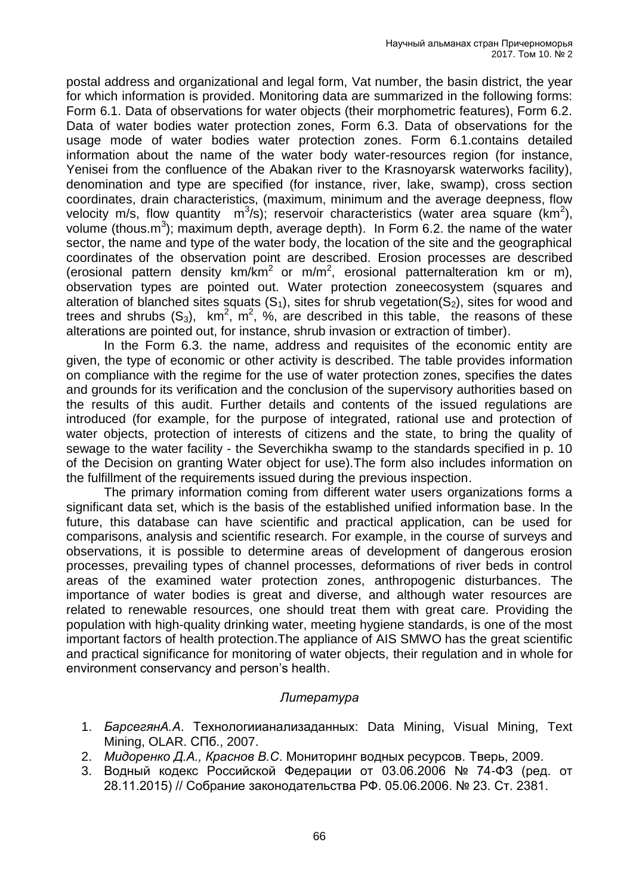postal address and organizational and legal form, Vat number, the basin district, the year for which information is provided. Monitoring data are summarized in the following forms: Form 6.1. Data of observations for water objects (their morphometric features), Form 6.2. Data of water bodies water protection zones, Form 6.3. Data of observations for the usage mode of water bodies water protection zones. Form 6.1.contains detailed information about the name of the water body water-resources region (for instance, Yenisei from the confluence of the Abakan river to the Krasnoyarsk waterworks facility), denomination and type are specified (for instance, river, lake, swamp), cross section coordinates, drain characteristics, (maximum, minimum and the average deepness, flow velocity m/s, flow quantity $m^3/s$); reservoir characteristics (water area square ($km^2$), volume (thous.$m^3$); maximum depth, average depth). In Form 6.2. the name of the water sector, the name and type of the water body, the location of the site and the geographical coordinates of the observation point are described. Erosion processes are described (erosional pattern density $km/km^2$ or $m/m^2$, erosional patternalteration km or m), observation types are pointed out. Water protection zoneecosystem (squares and alteration of blanched sites squats ($S_1$), sites for shrub vegetation($S_2$), sites for wood and trees and shrubs ($S_3$), $km^2$, $m^2$, %, are described in this table, the reasons of these alterations are pointed out, for instance, shrub invasion or extraction of timber).

In the Form 6.3. the name, address and requisites of the economic entity are given, the type of economic or other activity is described. The table provides information on compliance with the regime for the use of water protection zones, specifies the dates and grounds for its verification and the conclusion of the supervisory authorities based on the results of this audit. Further details and contents of the issued regulations are introduced (for example, for the purpose of integrated, rational use and protection of water objects, protection of interests of citizens and the state, to bring the quality of sewage to the water facility - the Severchikha swamp to the standards specified in p. 10 of the Decision on granting Water object for use).The form also includes information on the fulfillment of the requirements issued during the previous inspection.

The primary information coming from different water users organizations forms a significant data set, which is the basis of the established unified information base. In the future, this database can have scientific and practical application, can be used for comparisons, analysis and scientific research. For example, in the course of surveys and observations, it is possible to determine areas of development of dangerous erosion processes, prevailing types of channel processes, deformations of river beds in control areas of the examined water protection zones, anthropogenic disturbances. The importance of water bodies is great and diverse, and although water resources are related to renewable resources, one should treat them with great care. Providing the population with high-quality drinking water, meeting hygiene standards, is one of the most important factors of health protection.The appliance of AIS SMWO has the great scientific and practical significance for monitoring of water objects, their regulation and in whole for environment conservancy and person's health.

### *Литература*

1. *БарсегянА.А*. Технологиианализаданных: Data Mining, Visual Mining, Text Mining, OLAR. СПб., 2007.
2. *Мидоренко Д.А., Краснов В.С*. Мониторинг водных ресурсов. Тверь, 2009.
3. Водный кодекс Российской Федерации от 03.06.2006 № 74-ФЗ (ред. от 28.11.2015) // Собрание законодательства РФ. 05.06.2006. № 23. Ст. 2381.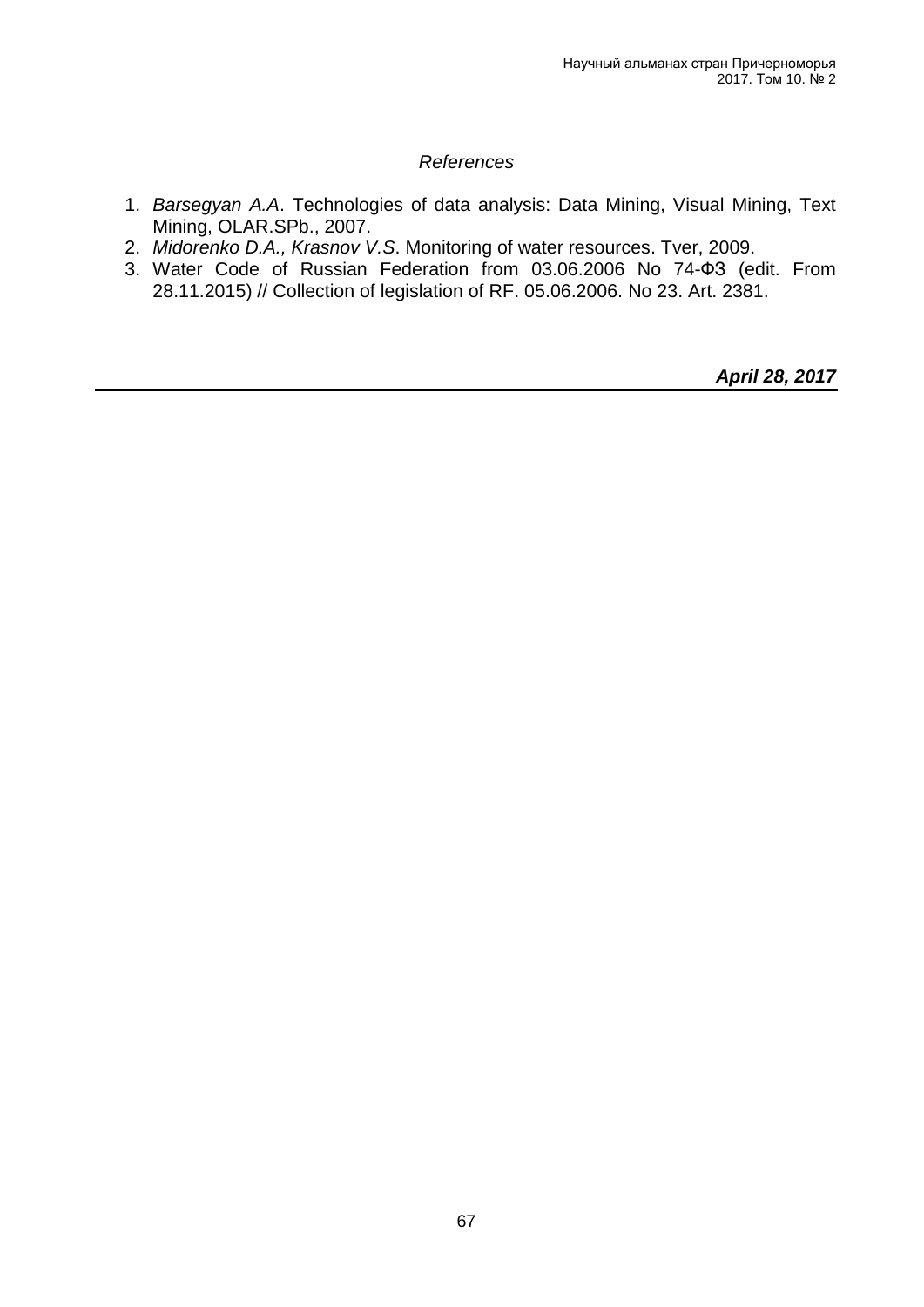*References*

1. *Barsegyan A.A*. Technologies of data analysis: Data Mining, Visual Mining, Text Mining, OLAR.SPb., 2007.
2. *Midorenko D.A., Krasnov V.S*. Monitoring of water resources. Tver, 2009.
3. Water Code of Russian Federation from 03.06.2006 No 74-ФЗ (edit. From 28.11.2015) // Collection of legislation of RF. 05.06.2006. No 23. Art. 2381.

***April 28, 2017***